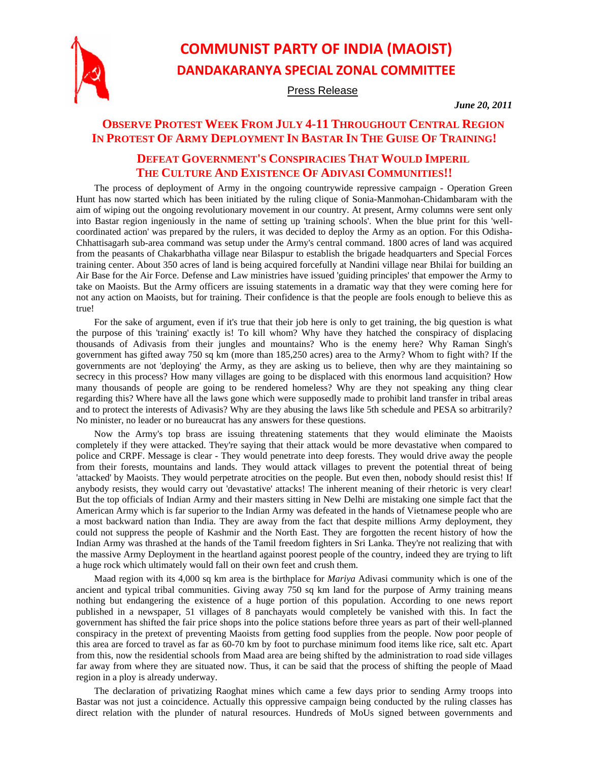# COMMUNIST PARTY OF INDIA (MAOIST)
## DANDAKARANYA SPECIAL ZONAL COMMITTEE

Press Release

***June 20, 2011***

## OBSERVE PROTEST WEEK FROM JULY 4-11 THROUGHOUT CENTRAL REGION IN PROTEST OF ARMY DEPLOYMENT IN BASTAR IN THE GUISE OF TRAINING!

## DEFEAT GOVERNMENT'S CONSPIRACIES THAT WOULD IMPERIL THE CULTURE AND EXISTENCE OF ADIVASI COMMUNITIES!!

The process of deployment of Army in the ongoing countrywide repressive campaign - Operation Green Hunt has now started which has been initiated by the ruling clique of Sonia-Manmohan-Chidambaram with the aim of wiping out the ongoing revolutionary movement in our country. At present, Army columns were sent only into Bastar region ingeniously in the name of setting up 'training schools'. When the blue print for this 'well-coordinated action' was prepared by the rulers, it was decided to deploy the Army as an option. For this Odisha-Chhattisagarh sub-area command was setup under the Army's central command. 1800 acres of land was acquired from the peasants of Chakarbhatha village near Bilaspur to establish the brigade headquarters and Special Forces training center. About 350 acres of land is being acquired forcefully at Nandini village near Bhilai for building an Air Base for the Air Force. Defense and Law ministries have issued 'guiding principles' that empower the Army to take on Maoists. But the Army officers are issuing statements in a dramatic way that they were coming here for not any action on Maoists, but for training. Their confidence is that the people are fools enough to believe this as true!

For the sake of argument, even if it's true that their job here is only to get training, the big question is what the purpose of this 'training' exactly is! To kill whom? Why have they hatched the conspiracy of displacing thousands of Adivasis from their jungles and mountains? Who is the enemy here? Why Raman Singh's government has gifted away 750 sq km (more than 185,250 acres) area to the Army? Whom to fight with? If the governments are not 'deploying' the Army, as they are asking us to believe, then why are they maintaining so secrecy in this process? How many villages are going to be displaced with this enormous land acquisition? How many thousands of people are going to be rendered homeless? Why are they not speaking any thing clear regarding this? Where have all the laws gone which were supposedly made to prohibit land transfer in tribal areas and to protect the interests of Adivasis? Why are they abusing the laws like 5th schedule and PESA so arbitrarily? No minister, no leader or no bureaucrat has any answers for these questions.

Now the Army's top brass are issuing threatening statements that they would eliminate the Maoists completely if they were attacked. They're saying that their attack would be more devastative when compared to police and CRPF. Message is clear - They would penetrate into deep forests. They would drive away the people from their forests, mountains and lands. They would attack villages to prevent the potential threat of being 'attacked' by Maoists. They would perpetrate atrocities on the people. But even then, nobody should resist this! If anybody resists, they would carry out 'devastative' attacks! The inherent meaning of their rhetoric is very clear! But the top officials of Indian Army and their masters sitting in New Delhi are mistaking one simple fact that the American Army which is far superior to the Indian Army was defeated in the hands of Vietnamese people who are a most backward nation than India. They are away from the fact that despite millions Army deployment, they could not suppress the people of Kashmir and the North East. They are forgotten the recent history of how the Indian Army was thrashed at the hands of the Tamil freedom fighters in Sri Lanka. They're not realizing that with the massive Army Deployment in the heartland against poorest people of the country, indeed they are trying to lift a huge rock which ultimately would fall on their own feet and crush them.

Maad region with its 4,000 sq km area is the birthplace for *Mariya* Adivasi community which is one of the ancient and typical tribal communities. Giving away 750 sq km land for the purpose of Army training means nothing but endangering the existence of a huge portion of this population. According to one news report published in a newspaper, 51 villages of 8 panchayats would completely be vanished with this. In fact the government has shifted the fair price shops into the police stations before three years as part of their well-planned conspiracy in the pretext of preventing Maoists from getting food supplies from the people. Now poor people of this area are forced to travel as far as 60-70 km by foot to purchase minimum food items like rice, salt etc. Apart from this, now the residential schools from Maad area are being shifted by the administration to road side villages far away from where they are situated now. Thus, it can be said that the process of shifting the people of Maad region in a ploy is already underway.

The declaration of privatizing Raoghat mines which came a few days prior to sending Army troops into Bastar was not just a coincidence. Actually this oppressive campaign being conducted by the ruling classes has direct relation with the plunder of natural resources. Hundreds of MoUs signed between governments and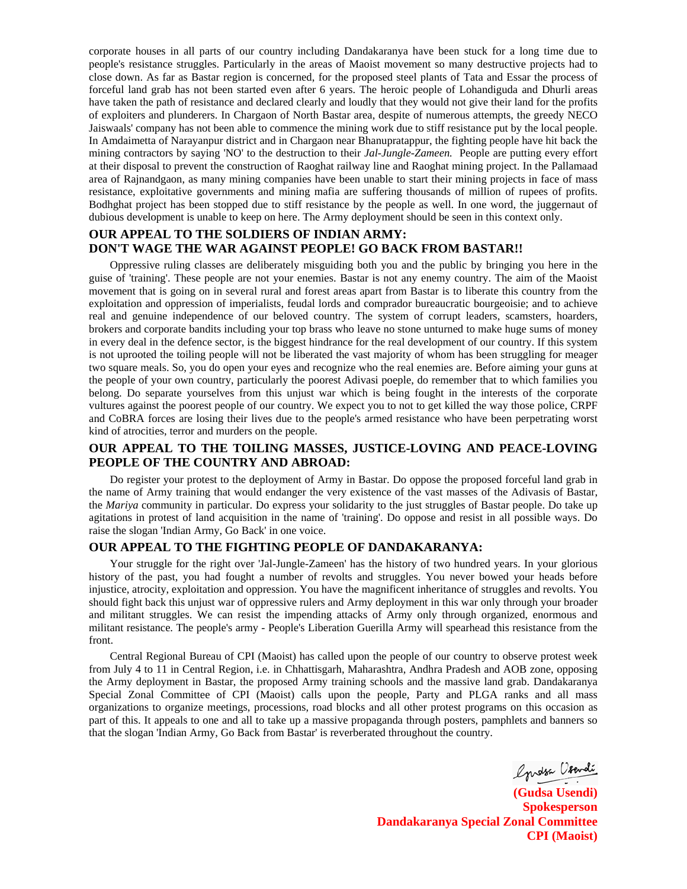corporate houses in all parts of our country including Dandakaranya have been stuck for a long time due to people's resistance struggles. Particularly in the areas of Maoist movement so many destructive projects had to close down. As far as Bastar region is concerned, for the proposed steel plants of Tata and Essar the process of forceful land grab has not been started even after 6 years. The heroic people of Lohandiguda and Dhurli areas have taken the path of resistance and declared clearly and loudly that they would not give their land for the profits of exploiters and plunderers. In Chargaon of North Bastar area, despite of numerous attempts, the greedy NECO Jaiswaals' company has not been able to commence the mining work due to stiff resistance put by the local people. In Amdaimetta of Narayanpur district and in Chargaon near Bhanupratappur, the fighting people have hit back the mining contractors by saying 'NO' to the destruction to their *Jal-Jungle-Zameen.* People are putting every effort at their disposal to prevent the construction of Raoghat railway line and Raoghat mining project. In the Pallamaad area of Rajnandgaon, as many mining companies have been unable to start their mining projects in face of mass resistance, exploitative governments and mining mafia are suffering thousands of million of rupees of profits. Bodhghat project has been stopped due to stiff resistance by the people as well. In one word, the juggernaut of dubious development is unable to keep on here. The Army deployment should be seen in this context only.

## OUR APPEAL TO THE SOLDIERS OF INDIAN ARMY: DON'T WAGE THE WAR AGAINST PEOPLE! GO BACK FROM BASTAR!!

Oppressive ruling classes are deliberately misguiding both you and the public by bringing you here in the guise of 'training'. These people are not your enemies. Bastar is not any enemy country. The aim of the Maoist movement that is going on in several rural and forest areas apart from Bastar is to liberate this country from the exploitation and oppression of imperialists, feudal lords and comprador bureaucratic bourgeoisie; and to achieve real and genuine independence of our beloved country. The system of corrupt leaders, scamsters, hoarders, brokers and corporate bandits including your top brass who leave no stone unturned to make huge sums of money in every deal in the defence sector, is the biggest hindrance for the real development of our country. If this system is not uprooted the toiling people will not be liberated the vast majority of whom has been struggling for meager two square meals. So, you do open your eyes and recognize who the real enemies are. Before aiming your guns at the people of your own country, particularly the poorest Adivasi poeple, do remember that to which families you belong. Do separate yourselves from this unjust war which is being fought in the interests of the corporate vultures against the poorest people of our country. We expect you to not to get killed the way those police, CRPF and CoBRA forces are losing their lives due to the people's armed resistance who have been perpetrating worst kind of atrocities, terror and murders on the people.

## OUR APPEAL TO THE TOILING MASSES, JUSTICE-LOVING AND PEACE-LOVING PEOPLE OF THE COUNTRY AND ABROAD:

Do register your protest to the deployment of Army in Bastar. Do oppose the proposed forceful land grab in the name of Army training that would endanger the very existence of the vast masses of the Adivasis of Bastar, the *Mariya* community in particular. Do express your solidarity to the just struggles of Bastar people. Do take up agitations in protest of land acquisition in the name of 'training'. Do oppose and resist in all possible ways. Do raise the slogan 'Indian Army, Go Back' in one voice.

## OUR APPEAL TO THE FIGHTING PEOPLE OF DANDAKARANYA:

Your struggle for the right over 'Jal-Jungle-Zameen' has the history of two hundred years. In your glorious history of the past, you had fought a number of revolts and struggles. You never bowed your heads before injustice, atrocity, exploitation and oppression. You have the magnificent inheritance of struggles and revolts. You should fight back this unjust war of oppressive rulers and Army deployment in this war only through your broader and militant struggles. We can resist the impending attacks of Army only through organized, enormous and militant resistance. The people's army - People's Liberation Guerilla Army will spearhead this resistance from the front.

Central Regional Bureau of CPI (Maoist) has called upon the people of our country to observe protest week from July 4 to 11 in Central Region, i.e. in Chhattisgarh, Maharashtra, Andhra Pradesh and AOB zone, opposing the Army deployment in Bastar, the proposed Army training schools and the massive land grab. Dandakaranya Special Zonal Committee of CPI (Maoist) calls upon the people, Party and PLGA ranks and all mass organizations to organize meetings, processions, road blocks and all other protest programs on this occasion as part of this. It appeals to one and all to take up a massive propaganda through posters, pamphlets and banners so that the slogan 'Indian Army, Go Back from Bastar' is reverberated throughout the country.

**(Gudsa Usendi)**
**Spokesperson**
**Dandakaranya Special Zonal Committee**
**CPI (Maoist)**